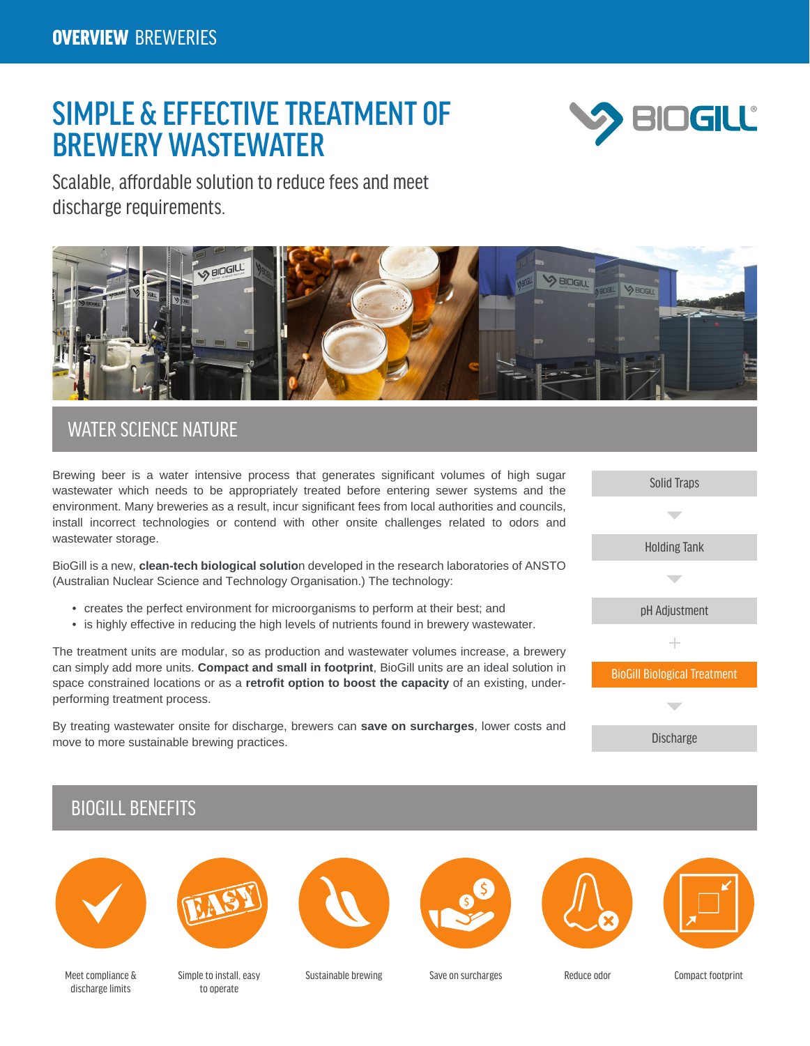**OVERVIEW** BREWERIES

# SIMPLE & EFFECTIVE TREATMENT OF BREWERY WASTEWATER

Scalable, affordable solution to reduce fees and meet discharge requirements.

## WATER SCIENCE NATURE

Brewing beer is a water intensive process that generates significant volumes of high sugar wastewater which needs to be appropriately treated before entering sewer systems and the environment. Many breweries as a result, incur significant fees from local authorities and councils, install incorrect technologies or contend with other onsite challenges related to odors and wastewater storage.

BioGill is a new, **clean-tech biological solutio**n developed in the research laboratories of ANSTO (Australian Nuclear Science and Technology Organisation.) The technology:

- creates the perfect environment for microorganisms to perform at their best; and
- is highly effective in reducing the high levels of nutrients found in brewery wastewater.

The treatment units are modular, so as production and wastewater volumes increase, a brewery can simply add more units. **Compact and small in footprint**, BioGill units are an ideal solution in space constrained locations or as a **retrofit option to boost the capacity** of an existing, under-performing treatment process.

By treating wastewater onsite for discharge, brewers can **save on surcharges**, lower costs and move to more sustainable brewing practices.

Solid Traps
↓
Holding Tank
↓
pH Adjustment
+
BioGill Biological Treatment
↓
Discharge

## BIOGILL BENEFITS

- Meet compliance & discharge limits
- Simple to install, easy to operate
- Sustainable brewing
- Save on surcharges
- Reduce odor
- Compact footprint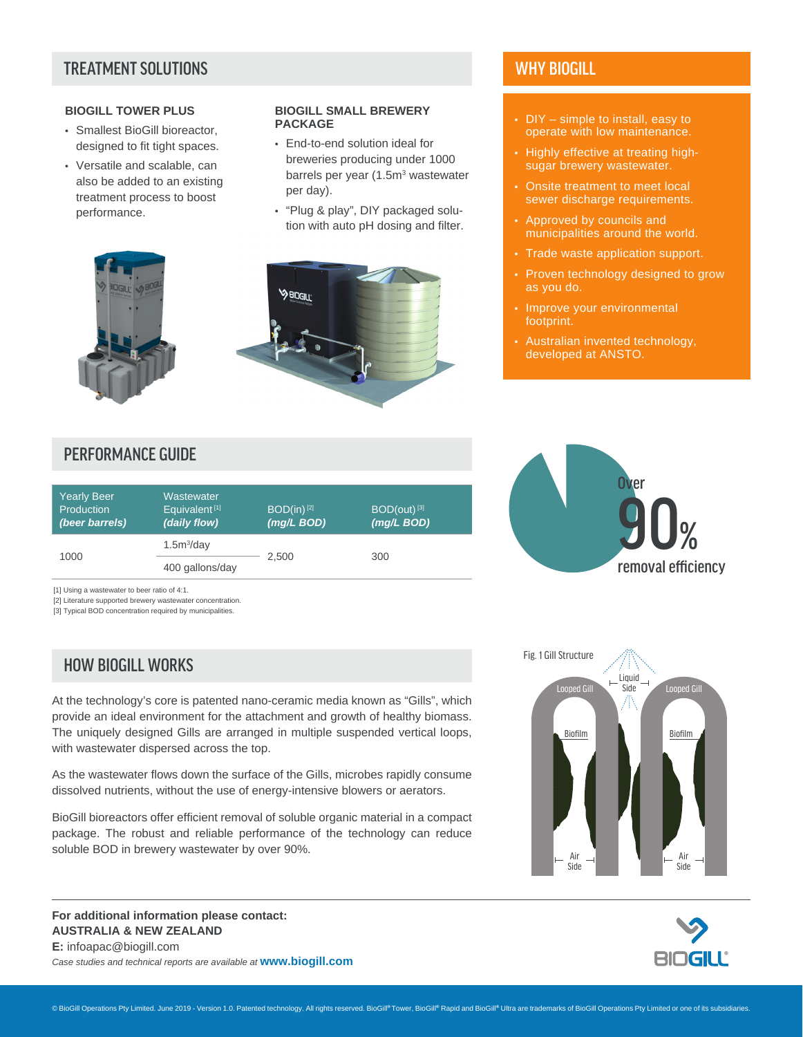## TREATMENT SOLUTIONS

### BIOGILL TOWER PLUS

- Smallest BioGill bioreactor, designed to fit tight spaces.
- Versatile and scalable, can also be added to an existing treatment process to boost performance.

### BIOGILL SMALL BREWERY PACKAGE

- End-to-end solution ideal for breweries producing under 1000 barrels per year (1.5m$^3$ wastewater per day).
- "Plug & play", DIY packaged solution with auto pH dosing and filter.

## WHY BIOGILL

- DIY – simple to install, easy to operate with low maintenance.
- Highly effective at treating high-sugar brewery wastewater.
- Onsite treatment to meet local sewer discharge requirements.
- Approved by councils and municipalities around the world.
- Trade waste application support.
- Proven technology designed to grow as you do.
- Improve your environmental footprint.
- Australian invented technology, developed at ANSTO.

## PERFORMANCE GUIDE

| Yearly Beer Production *(beer barrels)* | Wastewater Equivalent[1] *(daily flow)* | BOD(in)[2] *(mg/L BOD)* | BOD(out)[3] *(mg/L BOD)* |
|---|---|---|---|
| 1000 | 1.5m$^3$/day | 2,500 | 300 |
| | 400 gallons/day | | |

[1] Using a wastewater to beer ratio of 4:1.
[2] Literature supported brewery wastewater concentration.
[3] Typical BOD concentration required by municipalities.

Over
90%
removal efficiency

## HOW BIOGILL WORKS

At the technology's core is patented nano-ceramic media known as "Gills", which provide an ideal environment for the attachment and growth of healthy biomass. The uniquely designed Gills are arranged in multiple suspended vertical loops, with wastewater dispersed across the top.

As the wastewater flows down the surface of the Gills, microbes rapidly consume dissolved nutrients, without the use of energy-intensive blowers or aerators.

BioGill bioreactors offer efficient removal of soluble organic material in a compact package. The robust and reliable performance of the technology can reduce soluble BOD in brewery wastewater by over 90%.

Fig. 1 Gill Structure

Liquid Side
Looped Gill
Looped Gill
Biofilm
Biofilm
Air Side
Air Side

**For additional information please contact:**
**AUSTRALIA & NEW ZEALAND**
**E:** infoapac@biogill.com
*Case studies and technical reports are available at* **www.biogill.com**

© BioGill Operations Pty Limited. June 2019 - Version 1.0. Patented technology. All rights reserved. BioGill® Tower, BioGill® Rapid and BioGill® Ultra are trademarks of BioGill Operations Pty Limited or one of its subsidiaries.